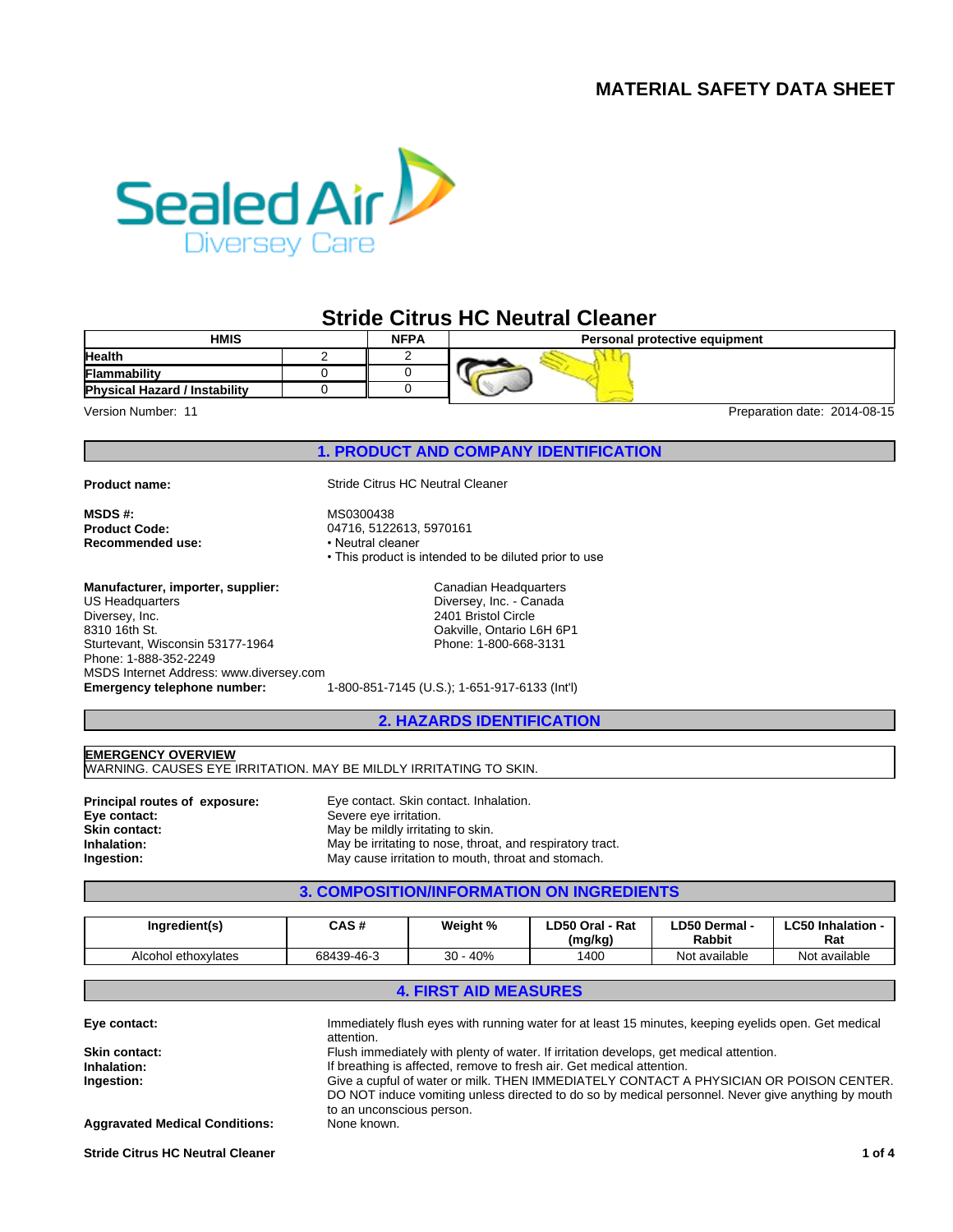# MATERIAL SAFETY DATA SHEET

Sealed Air
Diversey Care

## Stride Citrus HC Neutral Cleaner

| HMIS | | NFPA | Personal protective equipment |
|---|---|---|---|
| Health | 2 | 2 | |
| Flammability | 0 | 0 | |
| Physical Hazard / Instability | 0 | 0 | |

Version Number: 11

Preparation date: 2014-08-15

## 1. PRODUCT AND COMPANY IDENTIFICATION

**Product name:** Stride Citrus HC Neutral Cleaner

**MSDS #:** MS0300438
**Product Code:** 04716, 5122613, 5970161
**Recommended use:**
- Neutral cleaner
- This product is intended to be diluted prior to use

**Manufacturer, importer, supplier:**
US Headquarters
Diversey, Inc.
8310 16th St.
Sturtevant, Wisconsin 53177-1964
Phone: 1-888-352-2249
MSDS Internet Address: www.diversey.com

Canadian Headquarters
Diversey, Inc. - Canada
2401 Bristol Circle
Oakville, Ontario L6H 6P1
Phone: 1-800-668-3131

**Emergency telephone number:** 1-800-851-7145 (U.S.); 1-651-917-6133 (Int'l)

## 2. HAZARDS IDENTIFICATION

**EMERGENCY OVERVIEW**
WARNING. CAUSES EYE IRRITATION. MAY BE MILDLY IRRITATING TO SKIN.

**Principal routes of exposure:** Eye contact. Skin contact. Inhalation.
**Eye contact:** Severe eye irritation.
**Skin contact:** May be mildly irritating to skin.
**Inhalation:** May be irritating to nose, throat, and respiratory tract.
**Ingestion:** May cause irritation to mouth, throat and stomach.

## 3. COMPOSITION/INFORMATION ON INGREDIENTS

| Ingredient(s) | CAS # | Weight % | LD50 Oral - Rat (mg/kg) | LD50 Dermal - Rabbit | LC50 Inhalation - Rat |
|---|---|---|---|---|---|
| Alcohol ethoxylates | 68439-46-3 | 30 - 40% | 1400 | Not available | Not available |

## 4. FIRST AID MEASURES

**Eye contact:** Immediately flush eyes with running water for at least 15 minutes, keeping eyelids open. Get medical attention.
**Skin contact:** Flush immediately with plenty of water. If irritation develops, get medical attention.
**Inhalation:** If breathing is affected, remove to fresh air. Get medical attention.
**Ingestion:** Give a cupful of water or milk. THEN IMMEDIATELY CONTACT A PHYSICIAN OR POISON CENTER. DO NOT induce vomiting unless directed to do so by medical personnel. Never give anything by mouth to an unconscious person.

**Aggravated Medical Conditions:** None known.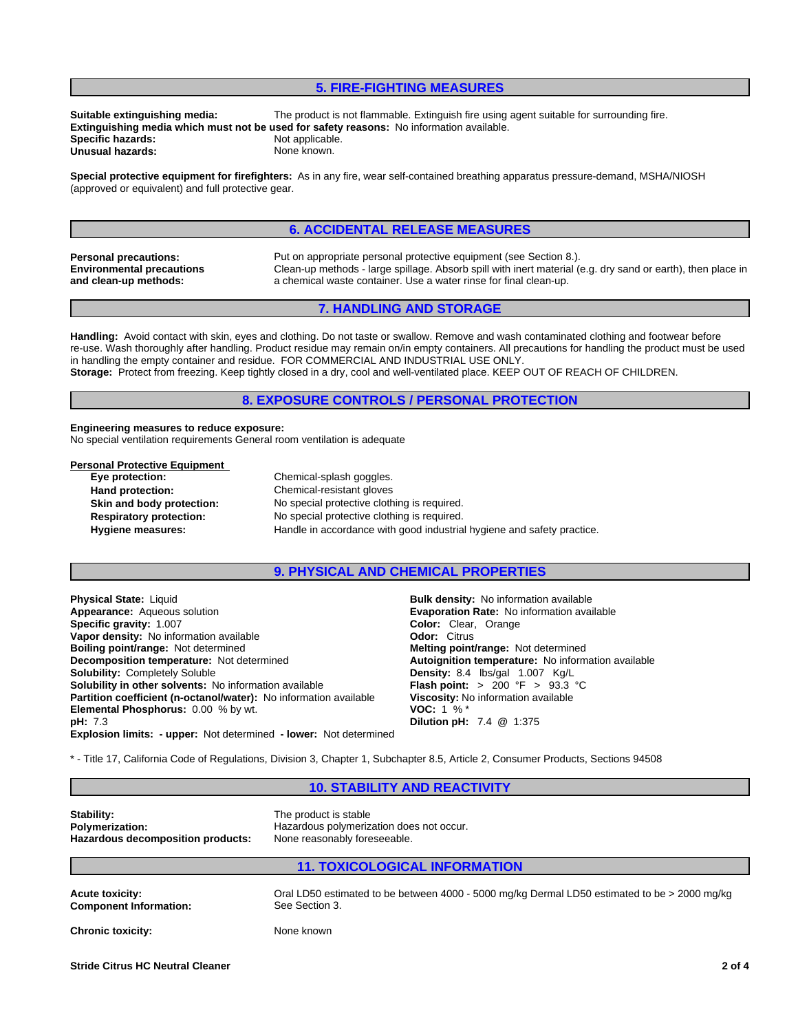## 5. FIRE-FIGHTING MEASURES

**Suitable extinguishing media:** The product is not flammable. Extinguish fire using agent suitable for surrounding fire.
**Extinguishing media which must not be used for safety reasons:** No information available.
**Specific hazards:** Not applicable.
**Unusual hazards:** None known.

**Special protective equipment for firefighters:** As in any fire, wear self-contained breathing apparatus pressure-demand, MSHA/NIOSH (approved or equivalent) and full protective gear.

## 6. ACCIDENTAL RELEASE MEASURES

**Personal precautions:** Put on appropriate personal protective equipment (see Section 8.).
**Environmental precautions and clean-up methods:** Clean-up methods - large spillage. Absorb spill with inert material (e.g. dry sand or earth), then place in a chemical waste container. Use a water rinse for final clean-up.

## 7. HANDLING AND STORAGE

**Handling:** Avoid contact with skin, eyes and clothing. Do not taste or swallow. Remove and wash contaminated clothing and footwear before re-use. Wash thoroughly after handling. Product residue may remain on/in empty containers. All precautions for handling the product must be used in handling the empty container and residue. FOR COMMERCIAL AND INDUSTRIAL USE ONLY.
**Storage:** Protect from freezing. Keep tightly closed in a dry, cool and well-ventilated place. KEEP OUT OF REACH OF CHILDREN.

## 8. EXPOSURE CONTROLS / PERSONAL PROTECTION

**Engineering measures to reduce exposure:**
No special ventilation requirements General room ventilation is adequate

**Personal Protective Equipment**

**Eye protection:** Chemical-splash goggles.
**Hand protection:** Chemical-resistant gloves
**Skin and body protection:** No special protective clothing is required.
**Respiratory protection:** No special protective clothing is required.
**Hygiene measures:** Handle in accordance with good industrial hygiene and safety practice.

## 9. PHYSICAL AND CHEMICAL PROPERTIES

**Physical State:** Liquid
**Appearance:** Aqueous solution
**Specific gravity:** 1.007
**Vapor density:** No information available
**Boiling point/range:** Not determined
**Decomposition temperature:** Not determined
**Solubility:** Completely Soluble
**Solubility in other solvents:** No information available
**Partition coefficient (n-octanol/water):** No information available
**Elemental Phosphorus:** 0.00 % by wt.
**pH:** 7.3
**Explosion limits: - upper:** Not determined **- lower:** Not determined

**Bulk density:** No information available
**Evaporation Rate:** No information available
**Color:** Clear, Orange
**Odor:** Citrus
**Melting point/range:** Not determined
**Autoignition temperature:** No information available
**Density:** 8.4 lbs/gal 1.007 Kg/L
**Flash point:** > 200 °F > 93.3 °C
**Viscosity:** No information available
**VOC:** 1 % *
**Dilution pH:** 7.4 @ 1:375

* - Title 17, California Code of Regulations, Division 3, Chapter 1, Subchapter 8.5, Article 2, Consumer Products, Sections 94508

## 10. STABILITY AND REACTIVITY

**Stability:** The product is stable
**Polymerization:** Hazardous polymerization does not occur.
**Hazardous decomposition products:** None reasonably foreseeable.

## 11. TOXICOLOGICAL INFORMATION

**Acute toxicity:** Oral LD50 estimated to be between 4000 - 5000 mg/kg Dermal LD50 estimated to be > 2000 mg/kg
**Component Information:** See Section 3.

**Chronic toxicity:** None known

**Stride Citrus HC Neutral Cleaner**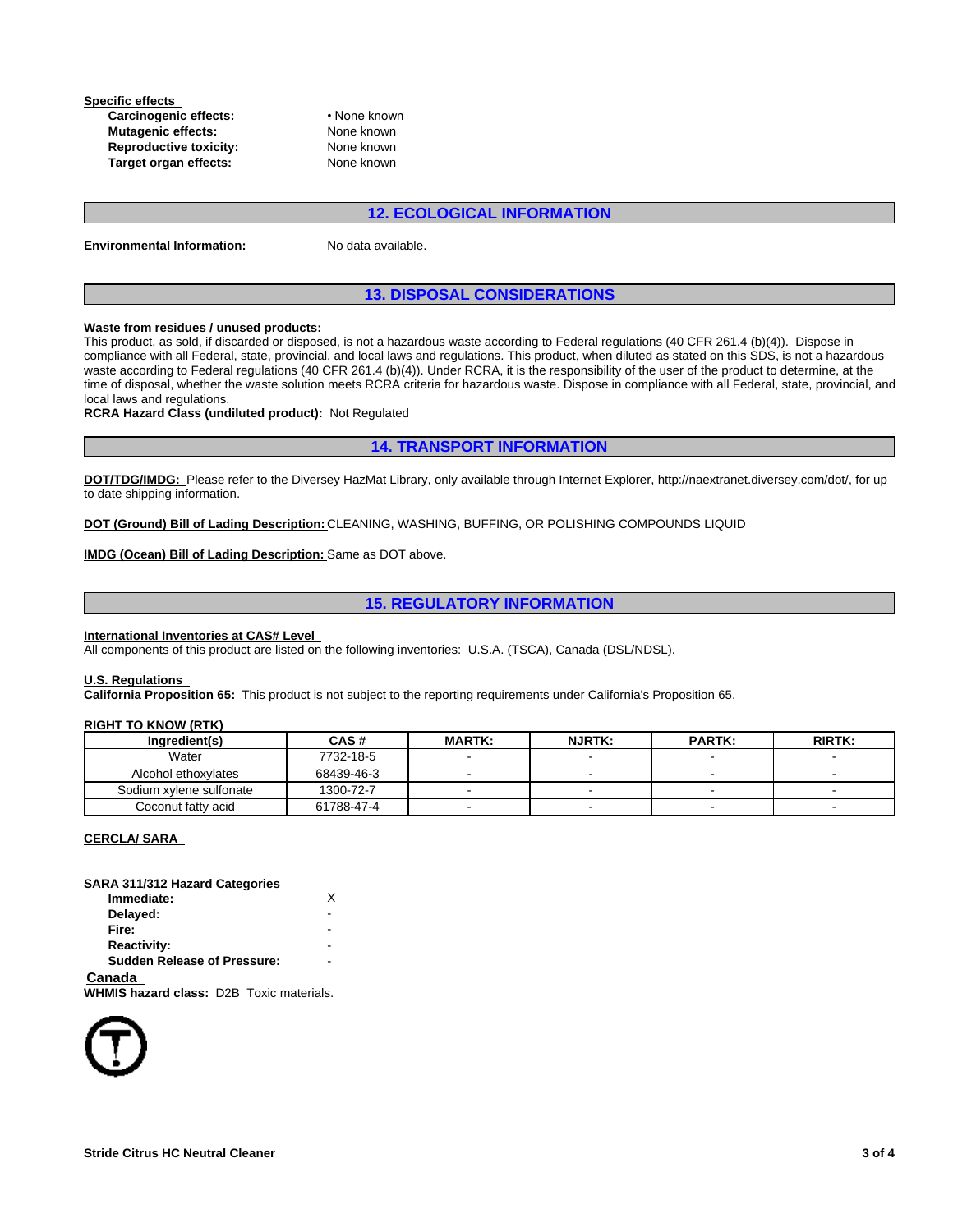**Specific effects**

| | |
|---|---|
| **Carcinogenic effects:** | • None known |
| **Mutagenic effects:** | None known |
| **Reproductive toxicity:** | None known |
| **Target organ effects:** | None known |

## 12. ECOLOGICAL INFORMATION

**Environmental Information:** No data available.

## 13. DISPOSAL CONSIDERATIONS

**Waste from residues / unused products:**
This product, as sold, if discarded or disposed, is not a hazardous waste according to Federal regulations (40 CFR 261.4 (b)(4)). Dispose in compliance with all Federal, state, provincial, and local laws and regulations. This product, when diluted as stated on this SDS, is not a hazardous waste according to Federal regulations (40 CFR 261.4 (b)(4)). Under RCRA, it is the responsibility of the user of the product to determine, at the time of disposal, whether the waste solution meets RCRA criteria for hazardous waste. Dispose in compliance with all Federal, state, provincial, and local laws and regulations.
**RCRA Hazard Class (undiluted product):** Not Regulated

## 14. TRANSPORT INFORMATION

**DOT/TDG/IMDG:** Please refer to the Diversey HazMat Library, only available through Internet Explorer, http://naextranet.diversey.com/dot/, for up to date shipping information.

**DOT (Ground) Bill of Lading Description:** CLEANING, WASHING, BUFFING, OR POLISHING COMPOUNDS LIQUID

**IMDG (Ocean) Bill of Lading Description:** Same as DOT above.

## 15. REGULATORY INFORMATION

**International Inventories at CAS# Level**
All components of this product are listed on the following inventories: U.S.A. (TSCA), Canada (DSL/NDSL).

**U.S. Regulations**
**California Proposition 65:** This product is not subject to the reporting requirements under California's Proposition 65.

**RIGHT TO KNOW (RTK)**

| Ingredient(s) | CAS # | MARTK: | NJRTK: | PARTK: | RIRTK: |
|---|---|---|---|---|---|
| Water | 7732-18-5 | - | - | - | - |
| Alcohol ethoxylates | 68439-46-3 | - | - | - | - |
| Sodium xylene sulfonate | 1300-72-7 | - | - | - | - |
| Coconut fatty acid | 61788-47-4 | - | - | - | - |

**CERCLA/ SARA**

**SARA 311/312 Hazard Categories**

| | |
|---|---|
| **Immediate:** | X |
| **Delayed:** | - |
| **Fire:** | - |
| **Reactivity:** | - |
| **Sudden Release of Pressure:** | - |

**Canada**
**WHMIS hazard class:** D2B Toxic materials.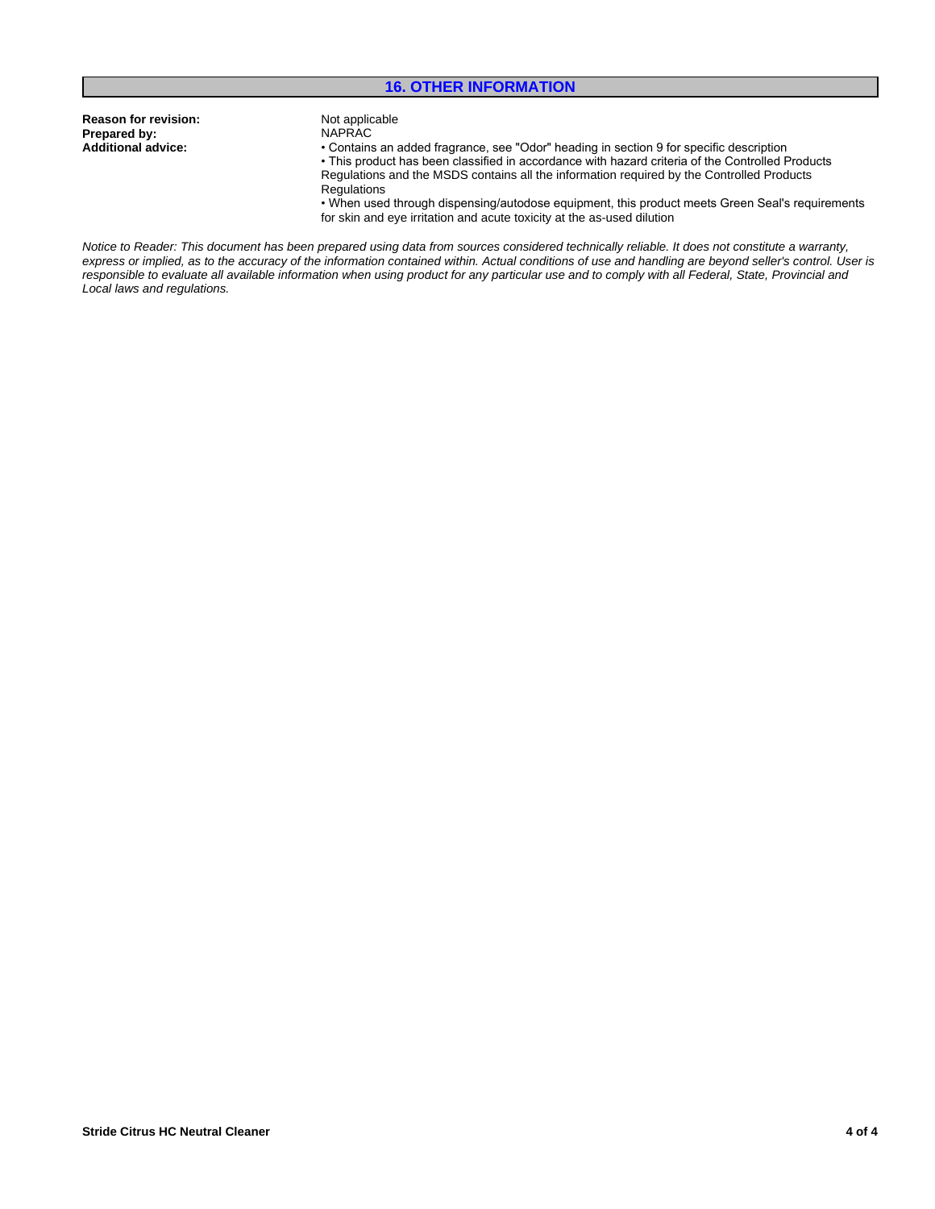## 16. OTHER INFORMATION

**Reason for revision:** Not applicable

**Prepared by:** NAPRAC

**Additional advice:**

- Contains an added fragrance, see "Odor" heading in section 9 for specific description
- This product has been classified in accordance with hazard criteria of the Controlled Products Regulations and the MSDS contains all the information required by the Controlled Products Regulations
- When used through dispensing/autodose equipment, this product meets Green Seal's requirements for skin and eye irritation and acute toxicity at the as-used dilution

*Notice to Reader: This document has been prepared using data from sources considered technically reliable. It does not constitute a warranty, express or implied, as to the accuracy of the information contained within. Actual conditions of use and handling are beyond seller's control. User is responsible to evaluate all available information when using product for any particular use and to comply with all Federal, State, Provincial and Local laws and regulations.*